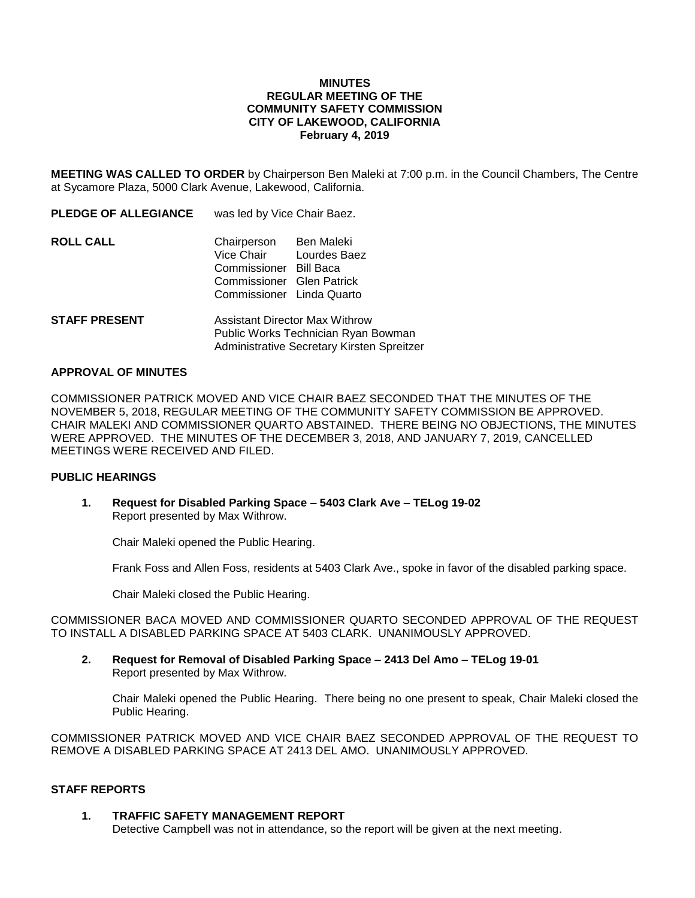# MINUTES
## REGULAR MEETING OF THE COMMUNITY SAFETY COMMISSION
## CITY OF LAKEWOOD, CALIFORNIA
## February 4, 2019

**MEETING WAS CALLED TO ORDER** by Chairperson Ben Maleki at 7:00 p.m. in the Council Chambers, The Centre at Sycamore Plaza, 5000 Clark Avenue, Lakewood, California.

**PLEDGE OF ALLEGIANCE** was led by Vice Chair Baez.

**ROLL CALL**

| | |
|---|---|
| Chairperson | Ben Maleki |
| Vice Chair | Lourdes Baez |
| Commissioner | Bill Baca |
| Commissioner | Glen Patrick |
| Commissioner | Linda Quarto |

**STAFF PRESENT**

Assistant Director Max Withrow
Public Works Technician Ryan Bowman
Administrative Secretary Kirsten Spreitzer

### APPROVAL OF MINUTES

COMMISSIONER PATRICK MOVED AND VICE CHAIR BAEZ SECONDED THAT THE MINUTES OF THE NOVEMBER 5, 2018, REGULAR MEETING OF THE COMMUNITY SAFETY COMMISSION BE APPROVED. CHAIR MALEKI AND COMMISSIONER QUARTO ABSTAINED. THERE BEING NO OBJECTIONS, THE MINUTES WERE APPROVED. THE MINUTES OF THE DECEMBER 3, 2018, AND JANUARY 7, 2019, CANCELLED MEETINGS WERE RECEIVED AND FILED.

### PUBLIC HEARINGS

**1. Request for Disabled Parking Space – 5403 Clark Ave – TELog 19-02**
Report presented by Max Withrow.

Chair Maleki opened the Public Hearing.

Frank Foss and Allen Foss, residents at 5403 Clark Ave., spoke in favor of the disabled parking space.

Chair Maleki closed the Public Hearing.

COMMISSIONER BACA MOVED AND COMMISSIONER QUARTO SECONDED APPROVAL OF THE REQUEST TO INSTALL A DISABLED PARKING SPACE AT 5403 CLARK. UNANIMOUSLY APPROVED.

**2. Request for Removal of Disabled Parking Space – 2413 Del Amo – TELog 19-01**
Report presented by Max Withrow.

Chair Maleki opened the Public Hearing. There being no one present to speak, Chair Maleki closed the Public Hearing.

COMMISSIONER PATRICK MOVED AND VICE CHAIR BAEZ SECONDED APPROVAL OF THE REQUEST TO REMOVE A DISABLED PARKING SPACE AT 2413 DEL AMO. UNANIMOUSLY APPROVED.

### STAFF REPORTS

**1. TRAFFIC SAFETY MANAGEMENT REPORT**
Detective Campbell was not in attendance, so the report will be given at the next meeting.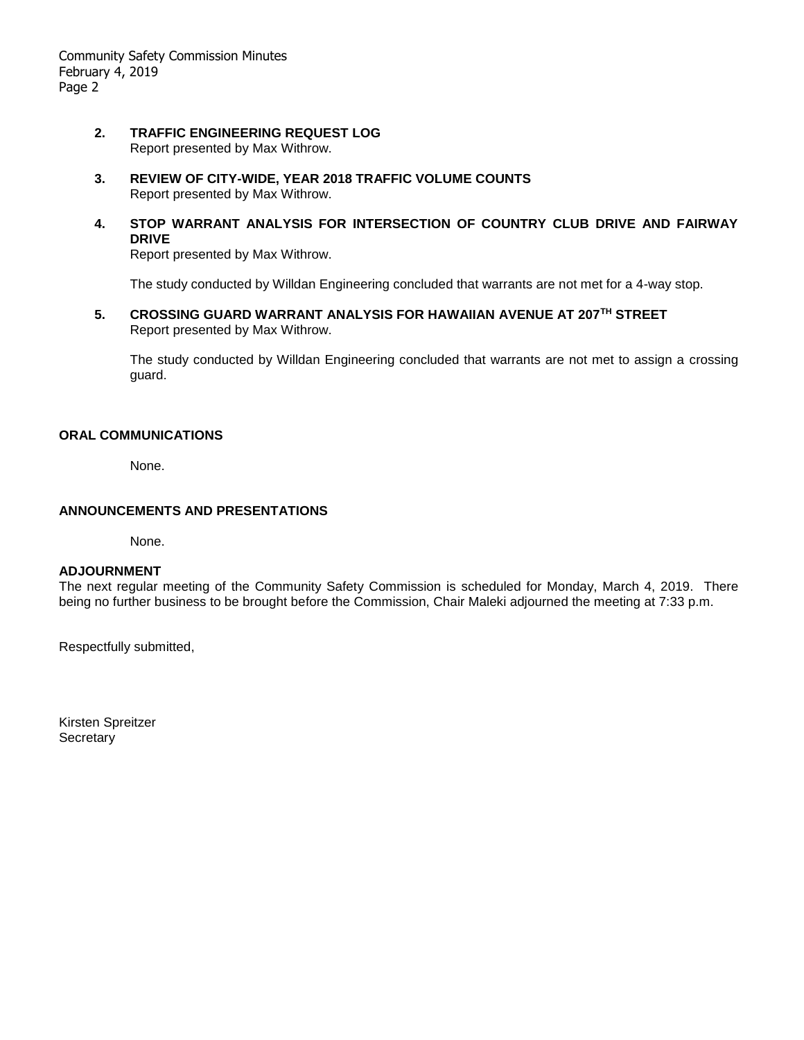**2. TRAFFIC ENGINEERING REQUEST LOG**
Report presented by Max Withrow.

**3. REVIEW OF CITY-WIDE, YEAR 2018 TRAFFIC VOLUME COUNTS**
Report presented by Max Withrow.

**4. STOP WARRANT ANALYSIS FOR INTERSECTION OF COUNTRY CLUB DRIVE AND FAIRWAY DRIVE**
Report presented by Max Withrow.

The study conducted by Willdan Engineering concluded that warrants are not met for a 4-way stop.

**5. CROSSING GUARD WARRANT ANALYSIS FOR HAWAIIAN AVENUE AT 207TH STREET**
Report presented by Max Withrow.

The study conducted by Willdan Engineering concluded that warrants are not met to assign a crossing guard.

## ORAL COMMUNICATIONS

None.

## ANNOUNCEMENTS AND PRESENTATIONS

None.

## ADJOURNMENT

The next regular meeting of the Community Safety Commission is scheduled for Monday, March 4, 2019. There being no further business to be brought before the Commission, Chair Maleki adjourned the meeting at 7:33 p.m.

Respectfully submitted,

Kirsten Spreitzer
Secretary